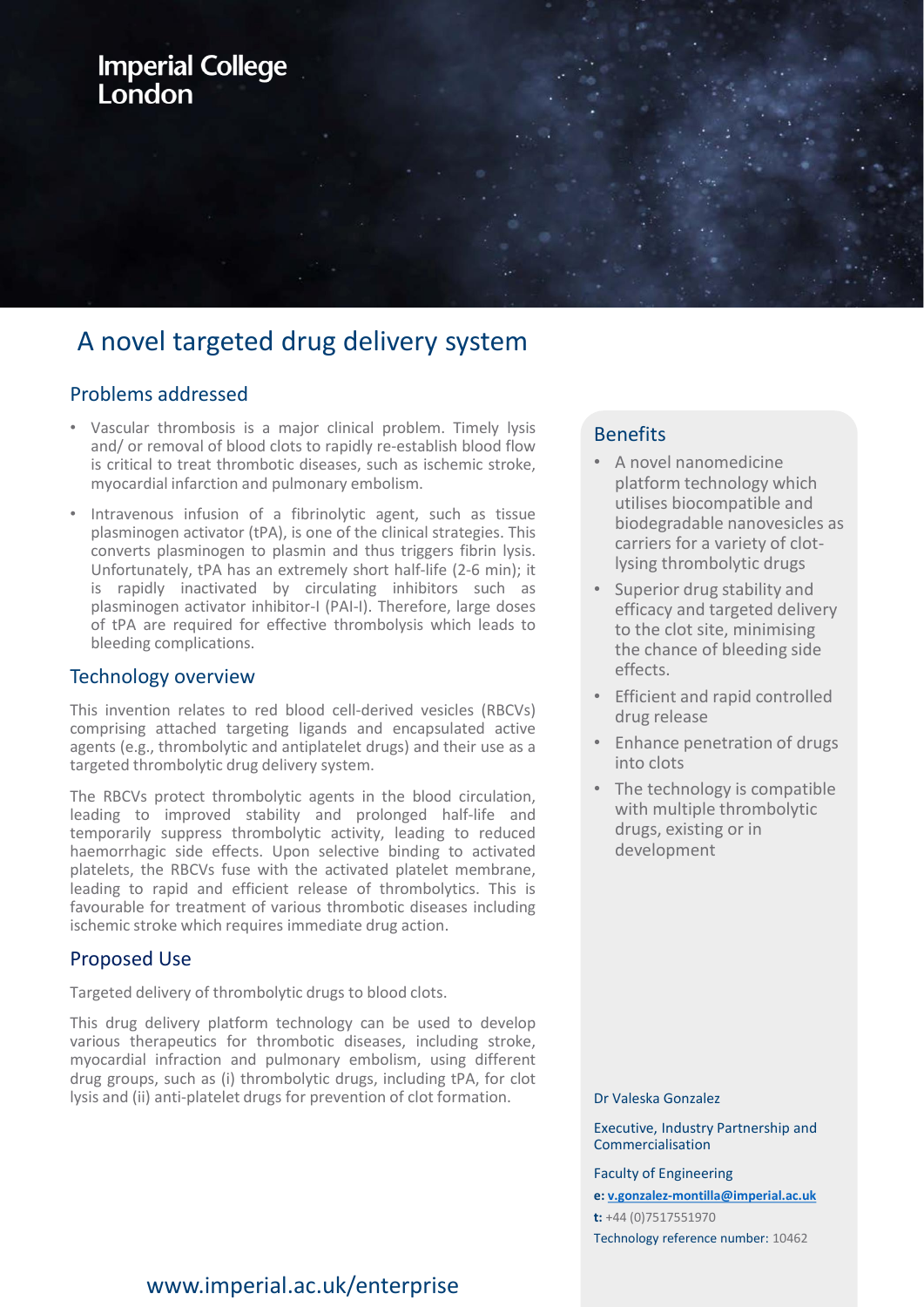Imperial College London

# A novel targeted drug delivery system

## Problems addressed

- Vascular thrombosis is a major clinical problem. Timely lysis and/ or removal of blood clots to rapidly re-establish blood flow is critical to treat thrombotic diseases, such as ischemic stroke, myocardial infarction and pulmonary embolism.
- Intravenous infusion of a fibrinolytic agent, such as tissue plasminogen activator (tPA), is one of the clinical strategies. This converts plasminogen to plasmin and thus triggers fibrin lysis. Unfortunately, tPA has an extremely short half-life (2-6 min); it is rapidly inactivated by circulating inhibitors such as plasminogen activator inhibitor-I (PAI-I). Therefore, large doses of tPA are required for effective thrombolysis which leads to bleeding complications.

## Technology overview

This invention relates to red blood cell-derived vesicles (RBCVs) comprising attached targeting ligands and encapsulated active agents (e.g., thrombolytic and antiplatelet drugs) and their use as a targeted thrombolytic drug delivery system.

The RBCVs protect thrombolytic agents in the blood circulation, leading to improved stability and prolonged half-life and temporarily suppress thrombolytic activity, leading to reduced haemorrhagic side effects. Upon selective binding to activated platelets, the RBCVs fuse with the activated platelet membrane, leading to rapid and efficient release of thrombolytics. This is favourable for treatment of various thrombotic diseases including ischemic stroke which requires immediate drug action.

## Proposed Use

Targeted delivery of thrombolytic drugs to blood clots.

This drug delivery platform technology can be used to develop various therapeutics for thrombotic diseases, including stroke, myocardial infraction and pulmonary embolism, using different drug groups, such as (i) thrombolytic drugs, including tPA, for clot lysis and (ii) anti-platelet drugs for prevention of clot formation.

## Benefits

- A novel nanomedicine platform technology which utilises biocompatible and biodegradable nanovesicles as carriers for a variety of clot-lysing thrombolytic drugs
- Superior drug stability and efficacy and targeted delivery to the clot site, minimising the chance of bleeding side effects.
- Efficient and rapid controlled drug release
- Enhance penetration of drugs into clots
- The technology is compatible with multiple thrombolytic drugs, existing or in development

Dr Valeska Gonzalez

Executive, Industry Partnership and Commercialisation

Faculty of Engineering

**e:** v.gonzalez-montilla@imperial.ac.uk

**t:** +44 (0)7517551970

Technology reference number: 10462

www.imperial.ac.uk/enterprise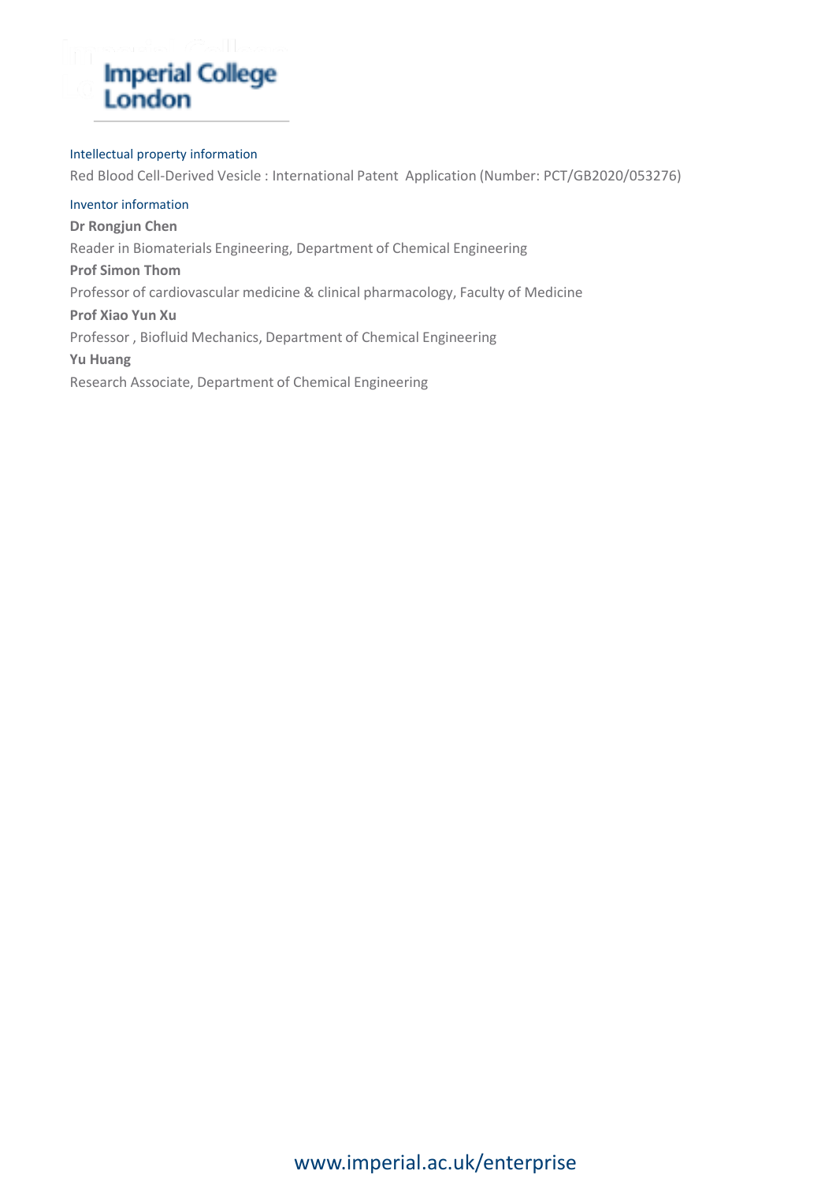Intellectual property information

Red Blood Cell-Derived Vesicle : International Patent Application (Number: PCT/GB2020/053276)

Inventor information

**Dr Rongjun Chen**

Reader in Biomaterials Engineering, Department of Chemical Engineering

**Prof Simon Thom**

Professor of cardiovascular medicine & clinical pharmacology, Faculty of Medicine

**Prof Xiao Yun Xu**

Professor , Biofluid Mechanics, Department of Chemical Engineering

**Yu Huang**

Research Associate, Department of Chemical Engineering